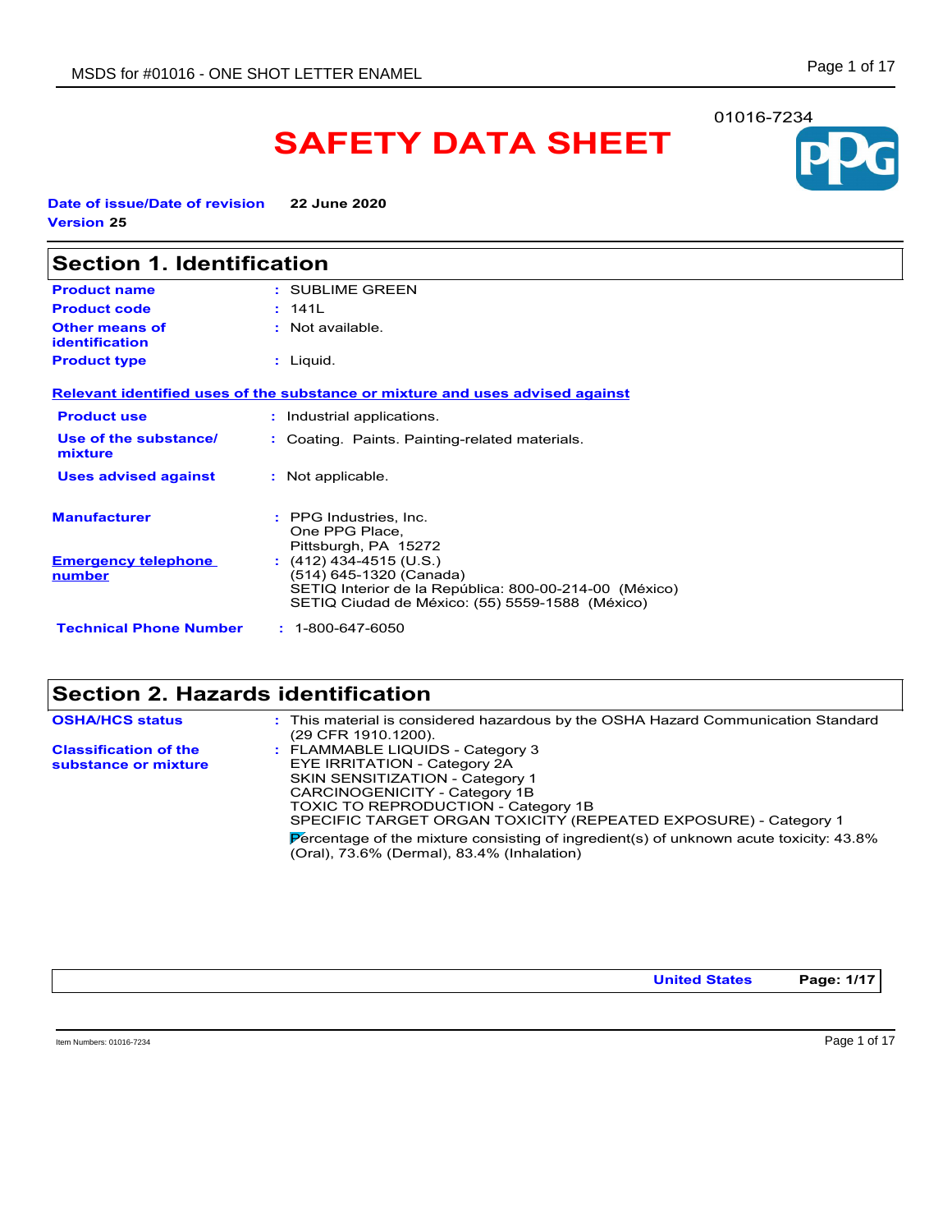01016-7234

# SAFETY DATA SHEET

**Date of issue/Date of revision** 22 June 2020
**Version** 25

## Section 1. Identification

| | | |
|---|---|---|
| **Product name** | : | SUBLIME GREEN |
| **Product code** | : | 141L |
| **Other means of identification** | : | Not available. |
| **Product type** | : | Liquid. |

**Relevant identified uses of the substance or mixture and uses advised against**

| | | |
|---|---|---|
| **Product use** | : | Industrial applications. |
| **Use of the substance/ mixture** | : | Coating. Paints. Painting-related materials. |
| **Uses advised against** | : | Not applicable. |

| | | |
|---|---|---|
| **Manufacturer** | : | PPG Industries, Inc.<br>One PPG Place,<br>Pittsburgh, PA 15272 |
| **Emergency telephone number** | : | (412) 434-4515 (U.S.)<br>(514) 645-1320 (Canada)<br>SETIQ Interior de la República: 800-00-214-00 (México)<br>SETIQ Ciudad de México: (55) 5559-1588 (México) |
| **Technical Phone Number** | : | 1-800-647-6050 |

## Section 2. Hazards identification

| | | |
|---|---|---|
| **OSHA/HCS status** | : | This material is considered hazardous by the OSHA Hazard Communication Standard (29 CFR 1910.1200). |
| **Classification of the substance or mixture** | : | FLAMMABLE LIQUIDS - Category 3<br>EYE IRRITATION - Category 2A<br>SKIN SENSITIZATION - Category 1<br>CARCINOGENICITY - Category 1B<br>TOXIC TO REPRODUCTION - Category 1B<br>SPECIFIC TARGET ORGAN TOXICITY (REPEATED EXPOSURE) - Category 1<br><br>Percentage of the mixture consisting of ingredient(s) of unknown acute toxicity: 43.8% (Oral), 73.6% (Dermal), 83.4% (Inhalation) |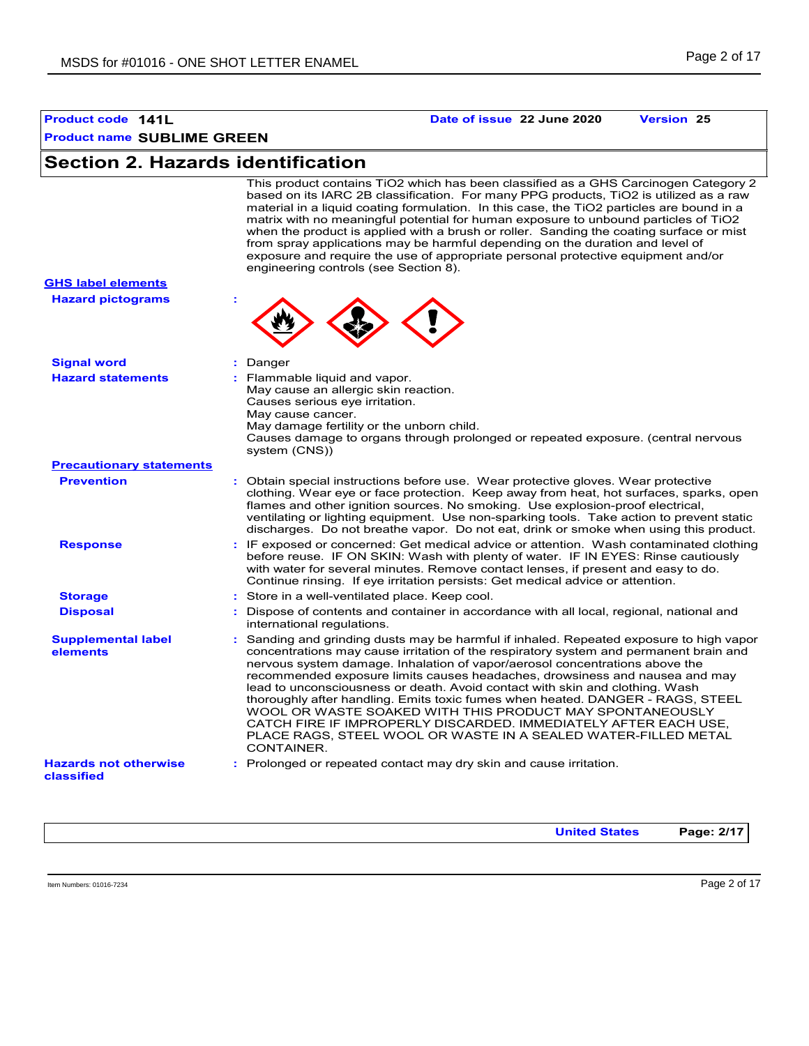**Product code** 141L **Date of issue** 22 June 2020 **Version** 25

**Product name** SUBLIME GREEN

## Section 2. Hazards identification

This product contains $TiO_2$ which has been classified as a GHS Carcinogen Category 2 based on its IARC 2B classification. For many PPG products, $TiO_2$ is utilized as a raw material in a liquid coating formulation. In this case, the $TiO_2$ particles are bound in a matrix with no meaningful potential for human exposure to unbound particles of $TiO_2$ when the product is applied with a brush or roller. Sanding the coating surface or mist from spray applications may be harmful depending on the duration and level of exposure and require the use of appropriate personal protective equipment and/or engineering controls (see Section 8).

**GHS label elements**

**Hazard pictograms** :

**Signal word** : Danger

**Hazard statements** : Flammable liquid and vapor.
May cause an allergic skin reaction.
Causes serious eye irritation.
May cause cancer.
May damage fertility or the unborn child.
Causes damage to organs through prolonged or repeated exposure. (central nervous system (CNS))

**Precautionary statements**

**Prevention** : Obtain special instructions before use. Wear protective gloves. Wear protective clothing. Wear eye or face protection. Keep away from heat, hot surfaces, sparks, open flames and other ignition sources. No smoking. Use explosion-proof electrical, ventilating or lighting equipment. Use non-sparking tools. Take action to prevent static discharges. Do not breathe vapor. Do not eat, drink or smoke when using this product.

**Response** : IF exposed or concerned: Get medical advice or attention. Wash contaminated clothing before reuse. IF ON SKIN: Wash with plenty of water. IF IN EYES: Rinse cautiously with water for several minutes. Remove contact lenses, if present and easy to do. Continue rinsing. If eye irritation persists: Get medical advice or attention.

**Storage** : Store in a well-ventilated place. Keep cool.

**Disposal** : Dispose of contents and container in accordance with all local, regional, national and international regulations.

**Supplemental label elements** : Sanding and grinding dusts may be harmful if inhaled. Repeated exposure to high vapor concentrations may cause irritation of the respiratory system and permanent brain and nervous system damage. Inhalation of vapor/aerosol concentrations above the recommended exposure limits causes headaches, drowsiness and nausea and may lead to unconsciousness or death. Avoid contact with skin and clothing. Wash thoroughly after handling. Emits toxic fumes when heated. DANGER - RAGS, STEEL WOOL OR WASTE SOAKED WITH THIS PRODUCT MAY SPONTANEOUSLY CATCH FIRE IF IMPROPERLY DISCARDED. IMMEDIATELY AFTER EACH USE, PLACE RAGS, STEEL WOOL OR WASTE IN A SEALED WATER-FILLED METAL CONTAINER.

**Hazards not otherwise classified** : Prolonged or repeated contact may dry skin and cause irritation.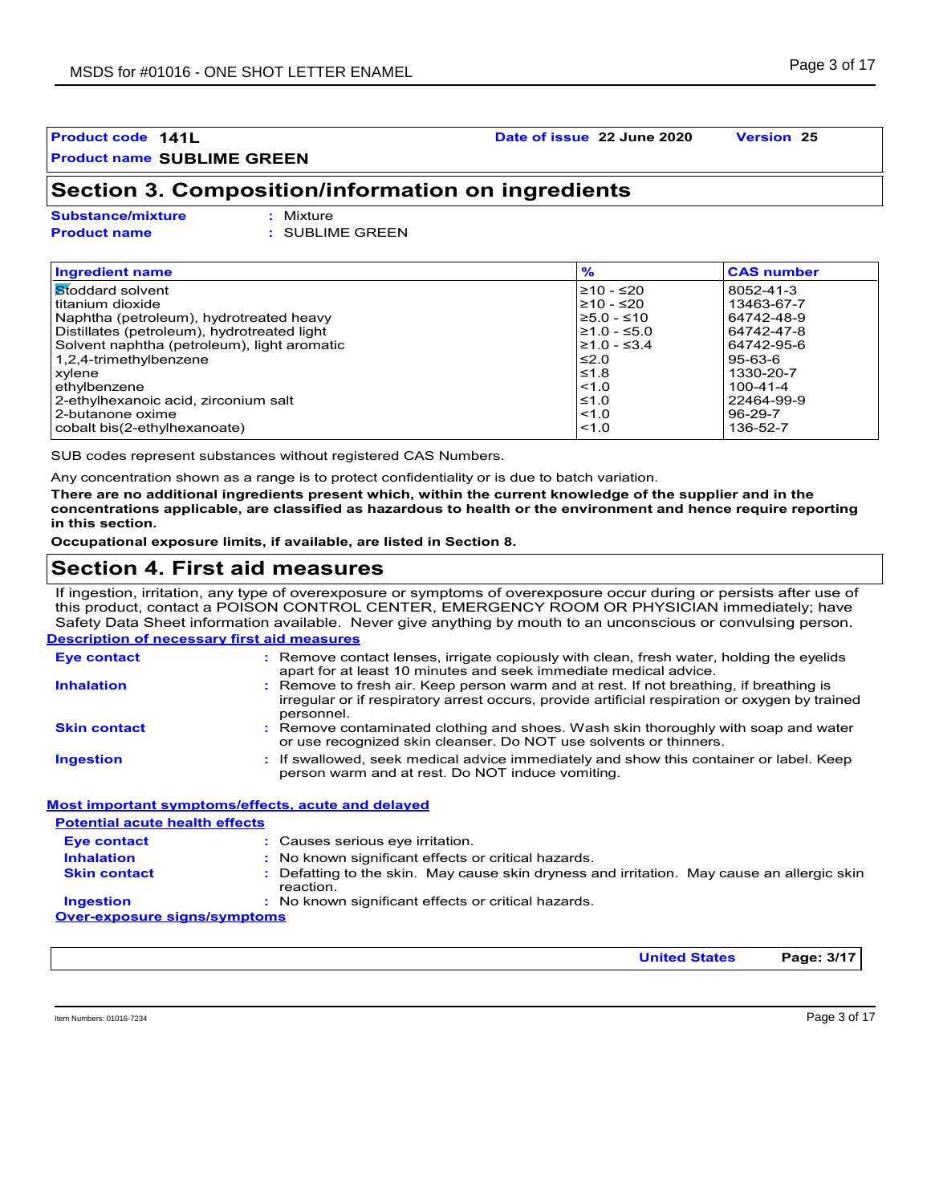**Product code** 141L **Date of issue** 22 June 2020 **Version** 25

**Product name** SUBLIME GREEN

## Section 3. Composition/information on ingredients

**Substance/mixture** : Mixture

**Product name** : SUBLIME GREEN

| Ingredient name | % | CAS number |
|---|---|---|
| Stoddard solvent | ≥10 - ≤20 | 8052-41-3 |
| titanium dioxide | ≥10 - ≤20 | 13463-67-7 |
| Naphtha (petroleum), hydrotreated heavy | ≥5.0 - ≤10 | 64742-48-9 |
| Distillates (petroleum), hydrotreated light | ≥1.0 - ≤5.0 | 64742-47-8 |
| Solvent naphtha (petroleum), light aromatic | ≥1.0 - ≤3.4 | 64742-95-6 |
| 1,2,4-trimethylbenzene | ≤2.0 | 95-63-6 |
| xylene | ≤1.8 | 1330-20-7 |
| ethylbenzene | <1.0 | 100-41-4 |
| 2-ethylhexanoic acid, zirconium salt | ≤1.0 | 22464-99-9 |
| 2-butanone oxime | <1.0 | 96-29-7 |
| cobalt bis(2-ethylhexanoate) | <1.0 | 136-52-7 |

SUB codes represent substances without registered CAS Numbers.

Any concentration shown as a range is to protect confidentiality or is due to batch variation.

**There are no additional ingredients present which, within the current knowledge of the supplier and in the concentrations applicable, are classified as hazardous to health or the environment and hence require reporting in this section.**

**Occupational exposure limits, if available, are listed in Section 8.**

## Section 4. First aid measures

If ingestion, irritation, any type of overexposure or symptoms of overexposure occur during or persists after use of this product, contact a POISON CONTROL CENTER, EMERGENCY ROOM OR PHYSICIAN immediately; have Safety Data Sheet information available. Never give anything by mouth to an unconscious or convulsing person.

### Description of necessary first aid measures

**Eye contact** : Remove contact lenses, irrigate copiously with clean, fresh water, holding the eyelids apart for at least 10 minutes and seek immediate medical advice.

**Inhalation** : Remove to fresh air. Keep person warm and at rest. If not breathing, if breathing is irregular or if respiratory arrest occurs, provide artificial respiration or oxygen by trained personnel.

**Skin contact** : Remove contaminated clothing and shoes. Wash skin thoroughly with soap and water or use recognized skin cleanser. Do NOT use solvents or thinners.

**Ingestion** : If swallowed, seek medical advice immediately and show this container or label. Keep person warm and at rest. Do NOT induce vomiting.

### Most important symptoms/effects, acute and delayed

#### Potential acute health effects

**Eye contact** : Causes serious eye irritation.

**Inhalation** : No known significant effects or critical hazards.

**Skin contact** : Defatting to the skin. May cause skin dryness and irritation. May cause an allergic skin reaction.

**Ingestion** : No known significant effects or critical hazards.

#### Over-exposure signs/symptoms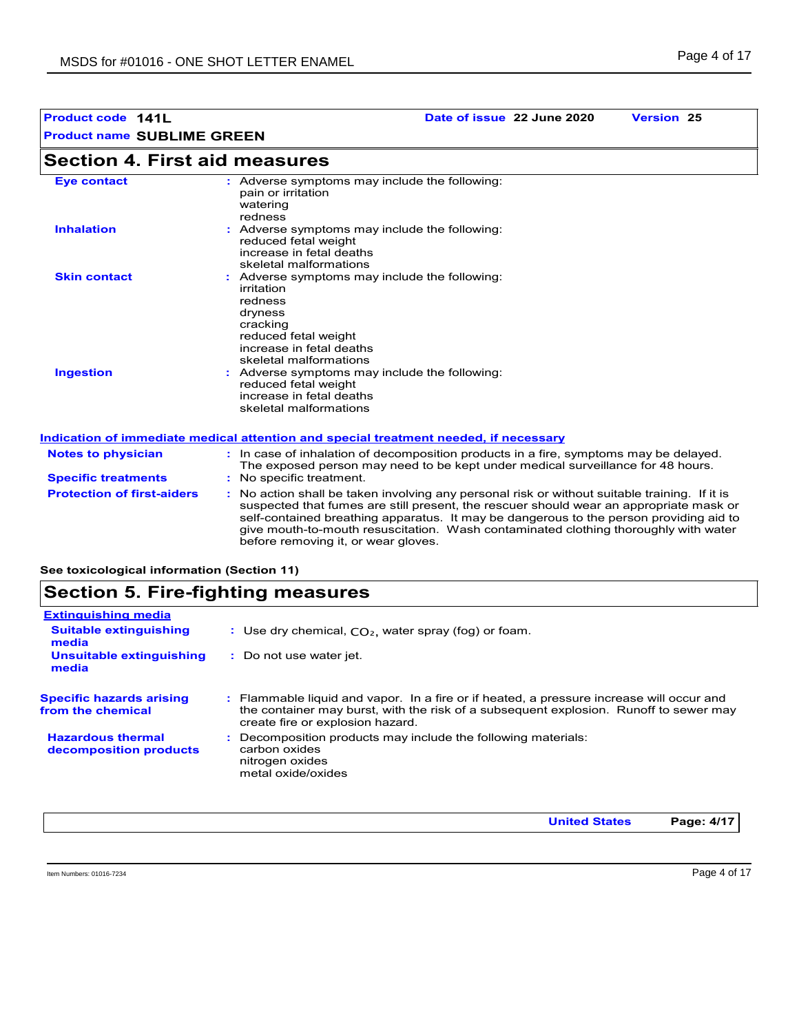**Product code** 141L **Date of issue** 22 June 2020 **Version** 25

**Product name** SUBLIME GREEN

## Section 4. First aid measures

| | |
|---|---|
| **Eye contact** | : Adverse symptoms may include the following:<br>pain or irritation<br>watering<br>redness |
| **Inhalation** | : Adverse symptoms may include the following:<br>reduced fetal weight<br>increase in fetal deaths<br>skeletal malformations |
| **Skin contact** | : Adverse symptoms may include the following:<br>irritation<br>redness<br>dryness<br>cracking<br>reduced fetal weight<br>increase in fetal deaths<br>skeletal malformations |
| **Ingestion** | : Adverse symptoms may include the following:<br>reduced fetal weight<br>increase in fetal deaths<br>skeletal malformations |

### Indication of immediate medical attention and special treatment needed, if necessary

| | |
|---|---|
| **Notes to physician** | : In case of inhalation of decomposition products in a fire, symptoms may be delayed. The exposed person may need to be kept under medical surveillance for 48 hours. |
| **Specific treatments** | : No specific treatment. |
| **Protection of first-aiders** | : No action shall be taken involving any personal risk or without suitable training. If it is suspected that fumes are still present, the rescuer should wear an appropriate mask or self-contained breathing apparatus. It may be dangerous to the person providing aid to give mouth-to-mouth resuscitation. Wash contaminated clothing thoroughly with water before removing it, or wear gloves. |

**See toxicological information (Section 11)**

## Section 5. Fire-fighting measures

### Extinguishing media

| | |
|---|---|
| **Suitable extinguishing media** | : Use dry chemical, $CO_2$, water spray (fog) or foam. |
| **Unsuitable extinguishing media** | : Do not use water jet. |
| **Specific hazards arising from the chemical** | : Flammable liquid and vapor. In a fire or if heated, a pressure increase will occur and the container may burst, with the risk of a subsequent explosion. Runoff to sewer may create fire or explosion hazard. |
| **Hazardous thermal decomposition products** | : Decomposition products may include the following materials:<br>carbon oxides<br>nitrogen oxides<br>metal oxide/oxides |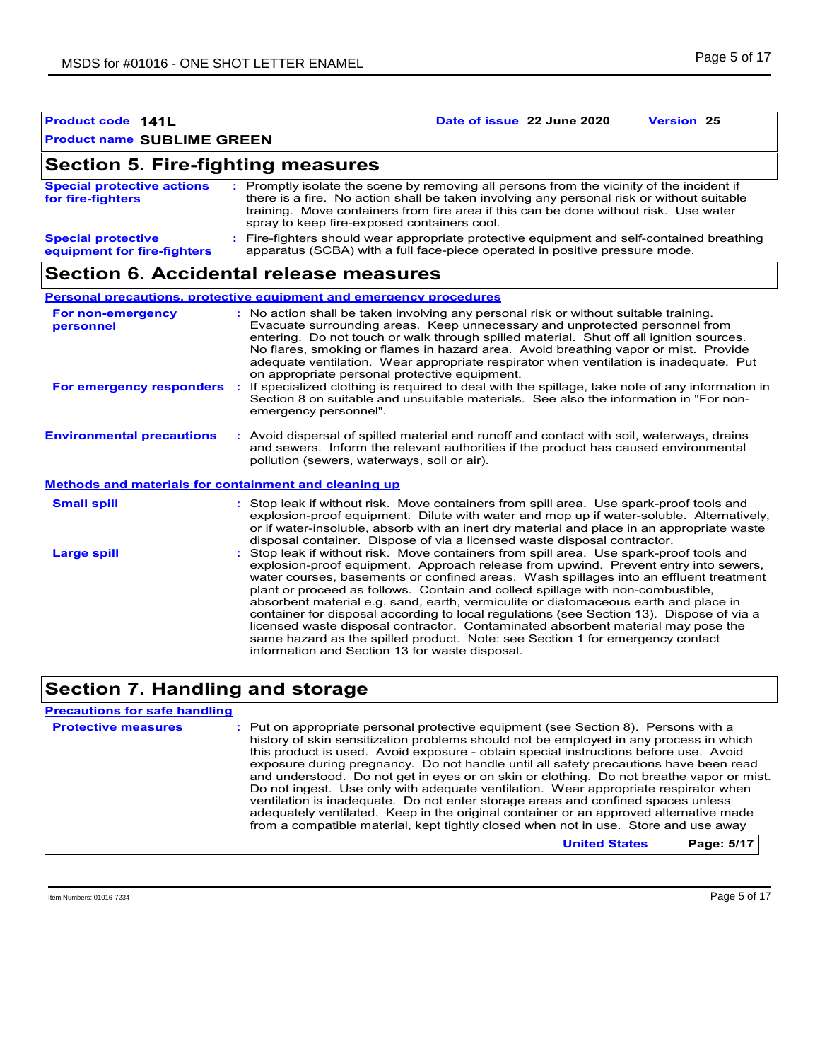**Product code** 141L **Date of issue** 22 June 2020 **Version** 25

**Product name** SUBLIME GREEN

## Section 5. Fire-fighting measures

**Special protective actions for fire-fighters** : Promptly isolate the scene by removing all persons from the vicinity of the incident if there is a fire. No action shall be taken involving any personal risk or without suitable training. Move containers from fire area if this can be done without risk. Use water spray to keep fire-exposed containers cool.

**Special protective equipment for fire-fighters** : Fire-fighters should wear appropriate protective equipment and self-contained breathing apparatus (SCBA) with a full face-piece operated in positive pressure mode.

## Section 6. Accidental release measures

**Personal precautions, protective equipment and emergency procedures**

**For non-emergency personnel** : No action shall be taken involving any personal risk or without suitable training. Evacuate surrounding areas. Keep unnecessary and unprotected personnel from entering. Do not touch or walk through spilled material. Shut off all ignition sources. No flares, smoking or flames in hazard area. Avoid breathing vapor or mist. Provide adequate ventilation. Wear appropriate respirator when ventilation is inadequate. Put on appropriate personal protective equipment.

**For emergency responders** : If specialized clothing is required to deal with the spillage, take note of any information in Section 8 on suitable and unsuitable materials. See also the information in "For non-emergency personnel".

**Environmental precautions** : Avoid dispersal of spilled material and runoff and contact with soil, waterways, drains and sewers. Inform the relevant authorities if the product has caused environmental pollution (sewers, waterways, soil or air).

**Methods and materials for containment and cleaning up**

**Small spill** : Stop leak if without risk. Move containers from spill area. Use spark-proof tools and explosion-proof equipment. Dilute with water and mop up if water-soluble. Alternatively, or if water-insoluble, absorb with an inert dry material and place in an appropriate waste disposal container. Dispose of via a licensed waste disposal contractor.

**Large spill** : Stop leak if without risk. Move containers from spill area. Use spark-proof tools and explosion-proof equipment. Approach release from upwind. Prevent entry into sewers, water courses, basements or confined areas. Wash spillages into an effluent treatment plant or proceed as follows. Contain and collect spillage with non-combustible, absorbent material e.g. sand, earth, vermiculite or diatomaceous earth and place in container for disposal according to local regulations (see Section 13). Dispose of via a licensed waste disposal contractor. Contaminated absorbent material may pose the same hazard as the spilled product. Note: see Section 1 for emergency contact information and Section 13 for waste disposal.

## Section 7. Handling and storage

**Precautions for safe handling**

**Protective measures** : Put on appropriate personal protective equipment (see Section 8). Persons with a history of skin sensitization problems should not be employed in any process in which this product is used. Avoid exposure - obtain special instructions before use. Avoid exposure during pregnancy. Do not handle until all safety precautions have been read and understood. Do not get in eyes or on skin or clothing. Do not breathe vapor or mist. Do not ingest. Use only with adequate ventilation. Wear appropriate respirator when ventilation is inadequate. Do not enter storage areas and confined spaces unless adequately ventilated. Keep in the original container or an approved alternative made from a compatible material, kept tightly closed when not in use. Store and use away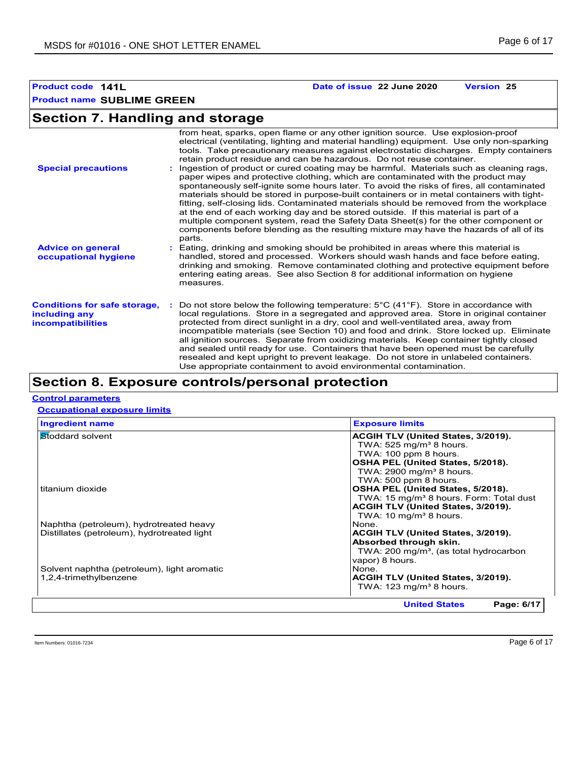**Product code** 141L **Date of issue** 22 June 2020 **Version** 25

**Product name** SUBLIME GREEN

## Section 7. Handling and storage

from heat, sparks, open flame or any other ignition source. Use explosion-proof electrical (ventilating, lighting and material handling) equipment. Use only non-sparking tools. Take precautionary measures against electrostatic discharges. Empty containers retain product residue and can be hazardous. Do not reuse container.

**Special precautions** : Ingestion of product or cured coating may be harmful. Materials such as cleaning rags, paper wipes and protective clothing, which are contaminated with the product may spontaneously self-ignite some hours later. To avoid the risks of fires, all contaminated materials should be stored in purpose-built containers or in metal containers with tight-fitting, self-closing lids. Contaminated materials should be removed from the workplace at the end of each working day and be stored outside. If this material is part of a multiple component system, read the Safety Data Sheet(s) for the other component or components before blending as the resulting mixture may have the hazards of all of its parts.

**Advice on general occupational hygiene** : Eating, drinking and smoking should be prohibited in areas where this material is handled, stored and processed. Workers should wash hands and face before eating, drinking and smoking. Remove contaminated clothing and protective equipment before entering eating areas. See also Section 8 for additional information on hygiene measures.

**Conditions for safe storage, including any incompatibilities** : Do not store below the following temperature: 5°C (41°F). Store in accordance with local regulations. Store in a segregated and approved area. Store in original container protected from direct sunlight in a dry, cool and well-ventilated area, away from incompatible materials (see Section 10) and food and drink. Store locked up. Eliminate all ignition sources. Separate from oxidizing materials. Keep container tightly closed and sealed until ready for use. Containers that have been opened must be carefully resealed and kept upright to prevent leakage. Do not store in unlabeled containers. Use appropriate containment to avoid environmental contamination.

## Section 8. Exposure controls/personal protection

### Control parameters

#### Occupational exposure limits

| Ingredient name | Exposure limits |
|---|---|
| Stoddard solvent | **ACGIH TLV (United States, 3/2019).**<br>TWA: 525 mg/m³ 8 hours.<br>TWA: 100 ppm 8 hours.<br>**OSHA PEL (United States, 5/2018).**<br>TWA: 2900 mg/m³ 8 hours.<br>TWA: 500 ppm 8 hours. |
| titanium dioxide | **OSHA PEL (United States, 5/2018).**<br>TWA: 15 mg/m³ 8 hours. Form: Total dust<br>**ACGIH TLV (United States, 3/2019).**<br>TWA: 10 mg/m³ 8 hours. |
| Naphtha (petroleum), hydrotreated heavy | None. |
| Distillates (petroleum), hydrotreated light | **ACGIH TLV (United States, 3/2019).**<br>**Absorbed through skin.**<br>TWA: 200 mg/m³, (as total hydrocarbon vapor) 8 hours. |
| Solvent naphtha (petroleum), light aromatic | None. |
| 1,2,4-trimethylbenzene | **ACGIH TLV (United States, 3/2019).**<br>TWA: 123 mg/m³ 8 hours. |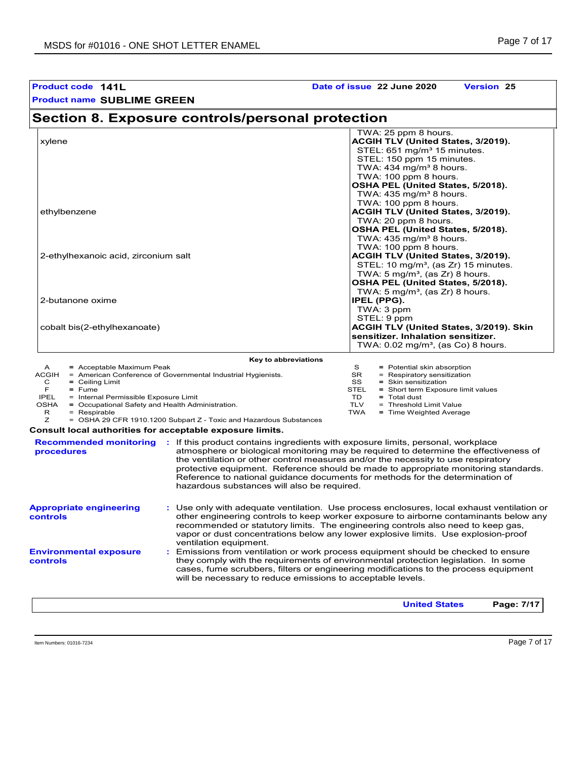**Product code** 141L **Date of issue** 22 June 2020 **Version** 25

**Product name** SUBLIME GREEN

## Section 8. Exposure controls/personal protection

| | |
|---|---|
| | TWA: 25 ppm 8 hours. |
| xylene | **ACGIH TLV (United States, 3/2019).**<br>STEL: 651 mg/m³ 15 minutes.<br>STEL: 150 ppm 15 minutes.<br>TWA: 434 mg/m³ 8 hours.<br>TWA: 100 ppm 8 hours.<br>**OSHA PEL (United States, 5/2018).**<br>TWA: 435 mg/m³ 8 hours.<br>TWA: 100 ppm 8 hours. |
| ethylbenzene | **ACGIH TLV (United States, 3/2019).**<br>TWA: 20 ppm 8 hours.<br>**OSHA PEL (United States, 5/2018).**<br>TWA: 435 mg/m³ 8 hours.<br>TWA: 100 ppm 8 hours. |
| 2-ethylhexanoic acid, zirconium salt | **ACGIH TLV (United States, 3/2019).**<br>STEL: 10 mg/m³, (as Zr) 15 minutes.<br>TWA: 5 mg/m³, (as Zr) 8 hours.<br>**OSHA PEL (United States, 5/2018).**<br>TWA: 5 mg/m³, (as Zr) 8 hours. |
| 2-butanone oxime | **IPEL (PPG).**<br>TWA: 3 ppm<br>STEL: 9 ppm |
| cobalt bis(2-ethylhexanoate) | **ACGIH TLV (United States, 3/2019). Skin sensitizer. Inhalation sensitizer.**<br>TWA: 0.02 mg/m³, (as Co) 8 hours. |

**Key to abbreviations**

| | | | |
|---|---|---|---|
| A | = Acceptable Maximum Peak | S | = Potential skin absorption |
| ACGIH | = American Conference of Governmental Industrial Hygienists. | SR | = Respiratory sensitization |
| C | = Ceiling Limit | SS | = Skin sensitization |
| F | = Fume | STEL | = Short term Exposure limit values |
| IPEL | = Internal Permissible Exposure Limit | TD | = Total dust |
| OSHA | = Occupational Safety and Health Administration. | TLV | = Threshold Limit Value |
| R | = Respirable | TWA | = Time Weighted Average |
| Z | = OSHA 29 CFR 1910.1200 Subpart Z - Toxic and Hazardous Substances | | |

**Consult local authorities for acceptable exposure limits.**

**Recommended monitoring procedures** : If this product contains ingredients with exposure limits, personal, workplace atmosphere or biological monitoring may be required to determine the effectiveness of the ventilation or other control measures and/or the necessity to use respiratory protective equipment. Reference should be made to appropriate monitoring standards. Reference to national guidance documents for methods for the determination of hazardous substances will also be required.

**Appropriate engineering controls** : Use only with adequate ventilation. Use process enclosures, local exhaust ventilation or other engineering controls to keep worker exposure to airborne contaminants below any recommended or statutory limits. The engineering controls also need to keep gas, vapor or dust concentrations below any lower explosive limits. Use explosion-proof ventilation equipment.

**Environmental exposure controls** : Emissions from ventilation or work process equipment should be checked to ensure they comply with the requirements of environmental protection legislation. In some cases, fume scrubbers, filters or engineering modifications to the process equipment will be necessary to reduce emissions to acceptable levels.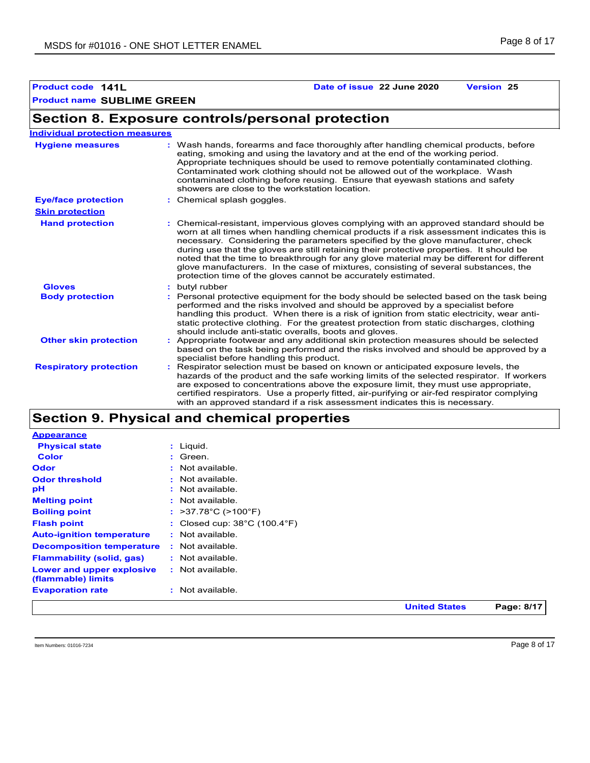**Product code** 141L **Date of issue** 22 June 2020 **Version** 25

**Product name** SUBLIME GREEN

## Section 8. Exposure controls/personal protection

**Individual protection measures**

| | |
|---|---|
| **Hygiene measures** | : Wash hands, forearms and face thoroughly after handling chemical products, before eating, smoking and using the lavatory and at the end of the working period. Appropriate techniques should be used to remove potentially contaminated clothing. Contaminated work clothing should not be allowed out of the workplace. Wash contaminated clothing before reusing. Ensure that eyewash stations and safety showers are close to the workstation location. |
| **Eye/face protection** | : Chemical splash goggles. |
| **Skin protection** | |
| **Hand protection** | : Chemical-resistant, impervious gloves complying with an approved standard should be worn at all times when handling chemical products if a risk assessment indicates this is necessary. Considering the parameters specified by the glove manufacturer, check during use that the gloves are still retaining their protective properties. It should be noted that the time to breakthrough for any glove material may be different for different glove manufacturers. In the case of mixtures, consisting of several substances, the protection time of the gloves cannot be accurately estimated. |
| **Gloves** | : butyl rubber |
| **Body protection** | : Personal protective equipment for the body should be selected based on the task being performed and the risks involved and should be approved by a specialist before handling this product. When there is a risk of ignition from static electricity, wear anti-static protective clothing. For the greatest protection from static discharges, clothing should include anti-static overalls, boots and gloves. |
| **Other skin protection** | : Appropriate footwear and any additional skin protection measures should be selected based on the task being performed and the risks involved and should be approved by a specialist before handling this product. |
| **Respiratory protection** | : Respirator selection must be based on known or anticipated exposure levels, the hazards of the product and the safe working limits of the selected respirator. If workers are exposed to concentrations above the exposure limit, they must use appropriate, certified respirators. Use a properly fitted, air-purifying or air-fed respirator complying with an approved standard if a risk assessment indicates this is necessary. |

## Section 9. Physical and chemical properties

**Appearance**

| | |
|---|---|
| **Physical state** | : Liquid. |
| **Color** | : Green. |
| **Odor** | : Not available. |
| **Odor threshold** | : Not available. |
| **pH** | : Not available. |
| **Melting point** | : Not available. |
| **Boiling point** | : >37.78°C (>100°F) |
| **Flash point** | : Closed cup: 38°C (100.4°F) |
| **Auto-ignition temperature** | : Not available. |
| **Decomposition temperature** | : Not available. |
| **Flammability (solid, gas)** | : Not available. |
| **Lower and upper explosive (flammable) limits** | : Not available. |
| **Evaporation rate** | : Not available. |

Item Numbers: 01016-7234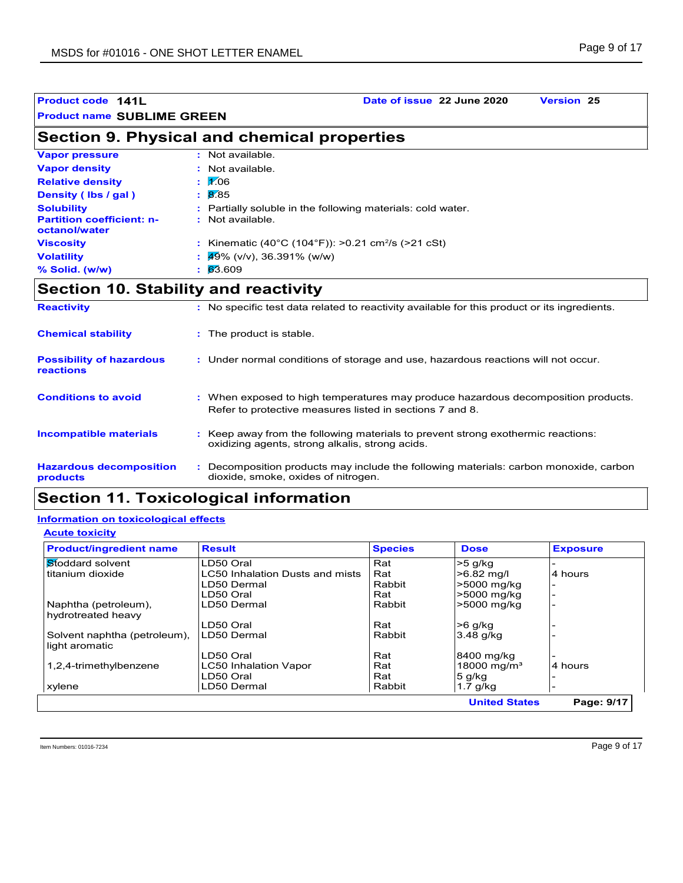| Product code | 141L | Date of issue | 22 June 2020 | Version | 25 |
|---|---|---|---|---|---|
| Product name | SUBLIME GREEN | | | | |

## Section 9. Physical and chemical properties

| | | |
|---|---|---|
| **Vapor pressure** | : | Not available. |
| **Vapor density** | : | Not available. |
| **Relative density** | : | 1.06 |
| **Density ( lbs / gal )** | : | 8.85 |
| **Solubility** | : | Partially soluble in the following materials: cold water. |
| **Partition coefficient: n-octanol/water** | : | Not available. |
| **Viscosity** | : | Kinematic (40°C (104°F)): >0.21 $cm^2/s$ (>21 cSt) |
| **Volatility** | : | 49% (v/v), 36.391% (w/w) |
| **% Solid. (w/w)** | : | 63.609 |

## Section 10. Stability and reactivity

| | | |
|---|---|---|
| **Reactivity** | : | No specific test data related to reactivity available for this product or its ingredients. |
| **Chemical stability** | : | The product is stable. |
| **Possibility of hazardous reactions** | : | Under normal conditions of storage and use, hazardous reactions will not occur. |
| **Conditions to avoid** | : | When exposed to high temperatures may produce hazardous decomposition products. Refer to protective measures listed in sections 7 and 8. |
| **Incompatible materials** | : | Keep away from the following materials to prevent strong exothermic reactions: oxidizing agents, strong alkalis, strong acids. |
| **Hazardous decomposition products** | : | Decomposition products may include the following materials: carbon monoxide, carbon dioxide, smoke, oxides of nitrogen. |

## Section 11. Toxicological information

### Information on toxicological effects

#### Acute toxicity

| Product/ingredient name | Result | Species | Dose | Exposure |
|---|---|---|---|---|
| Stoddard solvent | LD50 Oral | Rat | >5 g/kg | - |
| titanium dioxide | LC50 Inhalation Dusts and mists | Rat | >6.82 mg/l | 4 hours |
| | LD50 Dermal | Rabbit | >5000 mg/kg | - |
| | LD50 Oral | Rat | >5000 mg/kg | - |
| Naphtha (petroleum), hydrotreated heavy | LD50 Dermal | Rabbit | >5000 mg/kg | - |
| | LD50 Oral | Rat | >6 g/kg | - |
| Solvent naphtha (petroleum), light aromatic | LD50 Dermal | Rabbit | 3.48 g/kg | - |
| | LD50 Oral | Rat | 8400 mg/kg | - |
| 1,2,4-trimethylbenzene | LC50 Inhalation Vapor | Rat | 18000 $mg/m^3$ | 4 hours |
| | LD50 Oral | Rat | 5 g/kg | - |
| xylene | LD50 Dermal | Rabbit | 1.7 g/kg | - |

Item Numbers: 01016-7234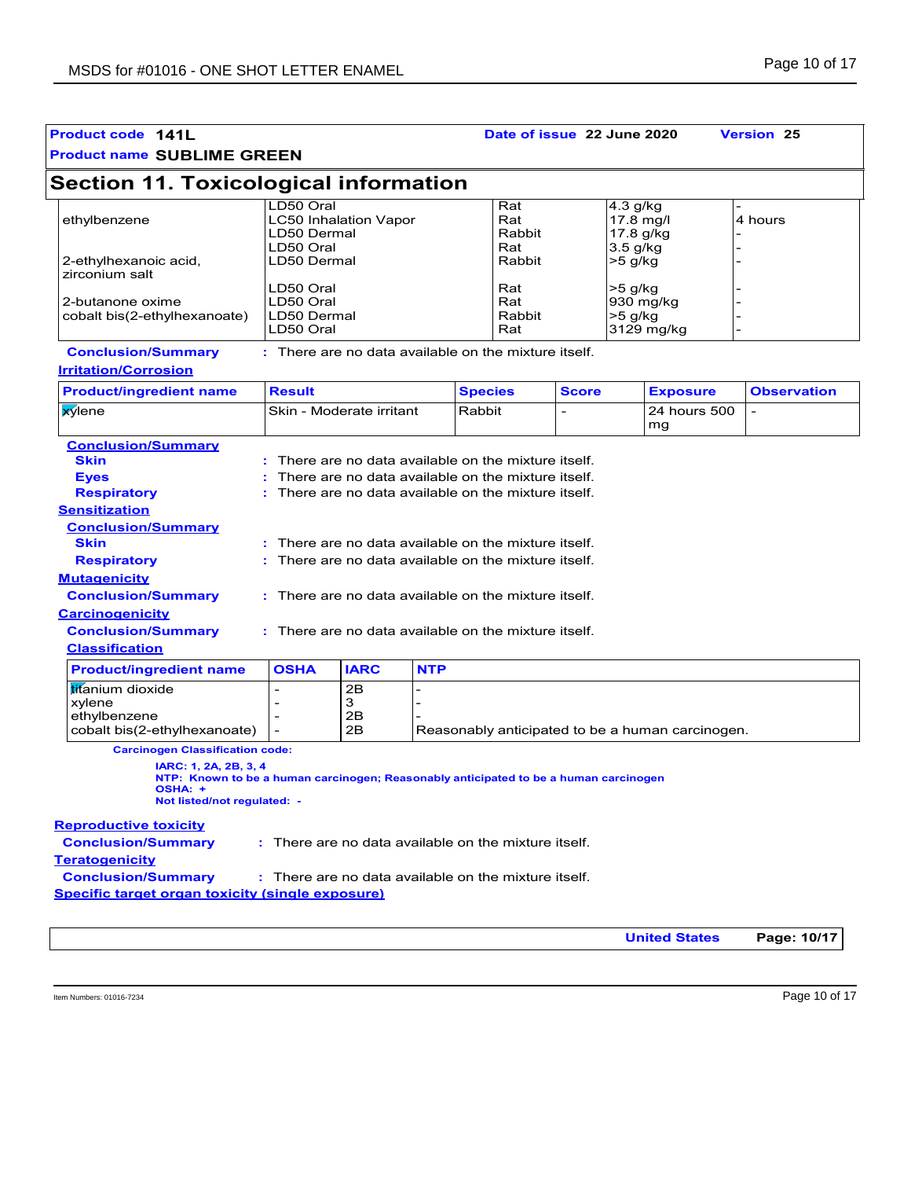**Product code** 141L **Date of issue** 22 June 2020 **Version** 25

**Product name** SUBLIME GREEN

## Section 11. Toxicological information

| | | | | |
|---|---|---|---|---|
| | LD50 Oral | Rat | 4.3 g/kg | - |
| ethylbenzene | LC50 Inhalation Vapor | Rat | 17.8 mg/l | 4 hours |
| | LD50 Dermal | Rabbit | 17.8 g/kg | - |
| | LD50 Oral | Rat | 3.5 g/kg | - |
| 2-ethylhexanoic acid, zirconium salt | LD50 Dermal | Rabbit | >5 g/kg | - |
| | LD50 Oral | Rat | >5 g/kg | - |
| 2-butanone oxime | LD50 Oral | Rat | 930 mg/kg | - |
| cobalt bis(2-ethylhexanoate) | LD50 Dermal | Rabbit | >5 g/kg | - |
| | LD50 Oral | Rat | 3129 mg/kg | - |

**Conclusion/Summary** : There are no data available on the mixture itself.

**Irritation/Corrosion**

| Product/ingredient name | Result | Species | Score | Exposure | Observation |
|---|---|---|---|---|---|
| xylene | Skin - Moderate irritant | Rabbit | - | 24 hours 500 mg | - |

**Conclusion/Summary**

**Skin** : There are no data available on the mixture itself.

**Eyes** : There are no data available on the mixture itself.

**Respiratory** : There are no data available on the mixture itself.

**Sensitization**

**Conclusion/Summary**

**Skin** : There are no data available on the mixture itself.

**Respiratory** : There are no data available on the mixture itself.

**Mutagenicity**

**Conclusion/Summary** : There are no data available on the mixture itself.

**Carcinogenicity**

**Conclusion/Summary** : There are no data available on the mixture itself.

**Classification**

| Product/ingredient name | OSHA | IARC | NTP |
|---|---|---|---|
| titanium dioxide | - | 2B | - |
| xylene | - | 3 | - |
| ethylbenzene | - | 2B | - |
| cobalt bis(2-ethylhexanoate) | - | 2B | Reasonably anticipated to be a human carcinogen. |

**Carcinogen Classification code:**

**IARC: 1, 2A, 2B, 3, 4**
**NTP: Known to be a human carcinogen; Reasonably anticipated to be a human carcinogen**
**OSHA: +**
**Not listed/not regulated: -**

**Reproductive toxicity**

**Conclusion/Summary** : There are no data available on the mixture itself.

**Teratogenicity**

**Conclusion/Summary** : There are no data available on the mixture itself.

**Specific target organ toxicity (single exposure)**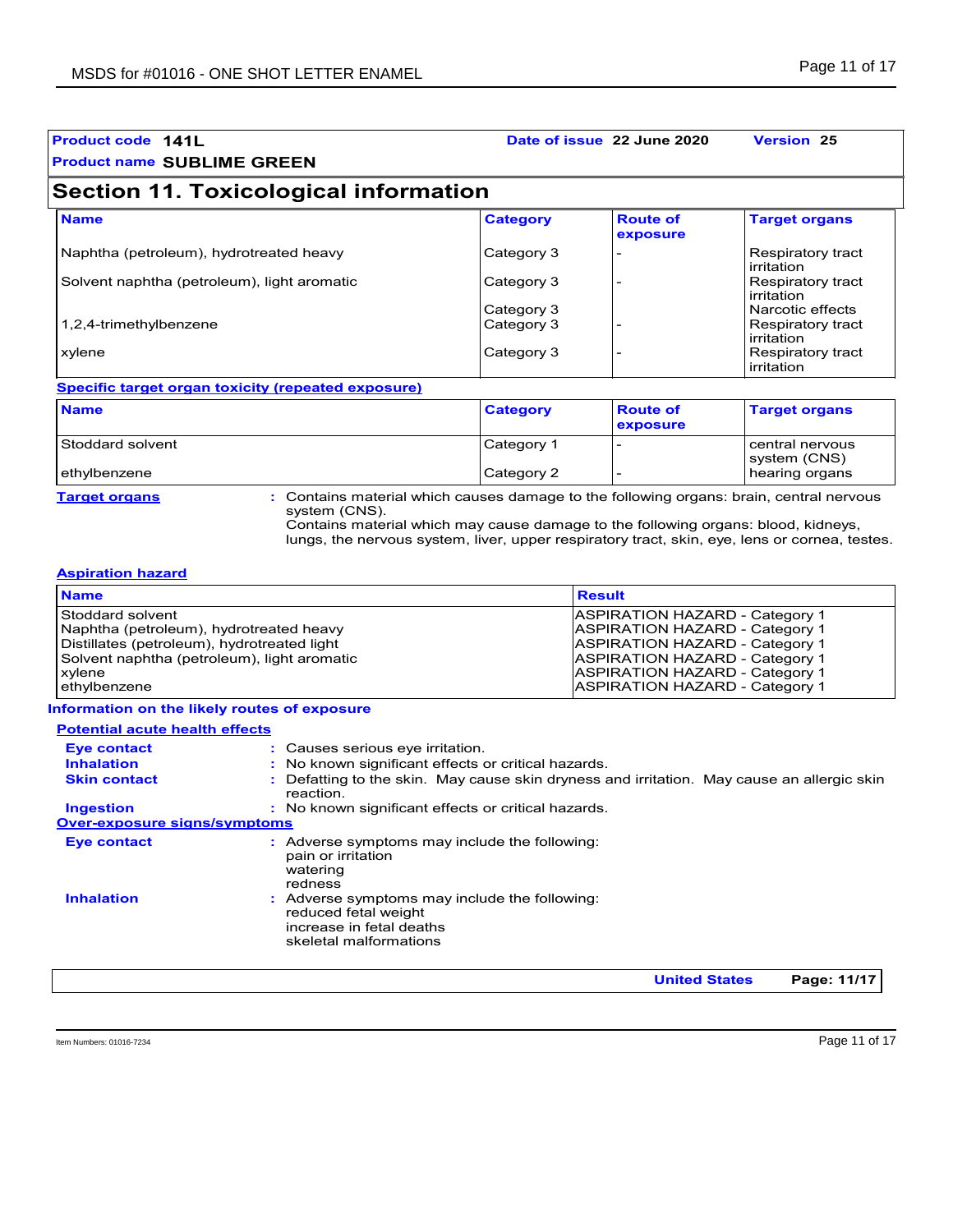**Product code** 141L **Date of issue** 22 June 2020 **Version** 25

**Product name** SUBLIME GREEN

## Section 11. Toxicological information

| Name | Category | Route of exposure | Target organs |
| --- | --- | --- | --- |
| Naphtha (petroleum), hydrotreated heavy | Category 3 | - | Respiratory tract irritation |
| Solvent naphtha (petroleum), light aromatic | Category 3 | - | Respiratory tract irritation |
| | Category 3 | | Narcotic effects |
| 1,2,4-trimethylbenzene | Category 3 | - | Respiratory tract irritation |
| xylene | Category 3 | - | Respiratory tract irritation |

**Specific target organ toxicity (repeated exposure)**

| Name | Category | Route of exposure | Target organs |
| --- | --- | --- | --- |
| Stoddard solvent | Category 1 | - | central nervous system (CNS) |
| ethylbenzene | Category 2 | - | hearing organs |

**Target organs** : Contains material which causes damage to the following organs: brain, central nervous system (CNS).
Contains material which may cause damage to the following organs: blood, kidneys, lungs, the nervous system, liver, upper respiratory tract, skin, eye, lens or cornea, testes.

**Aspiration hazard**

| Name | Result |
| --- | --- |
| Stoddard solvent | ASPIRATION HAZARD - Category 1 |
| Naphtha (petroleum), hydrotreated heavy | ASPIRATION HAZARD - Category 1 |
| Distillates (petroleum), hydrotreated light | ASPIRATION HAZARD - Category 1 |
| Solvent naphtha (petroleum), light aromatic | ASPIRATION HAZARD - Category 1 |
| xylene | ASPIRATION HAZARD - Category 1 |
| ethylbenzene | ASPIRATION HAZARD - Category 1 |

**Information on the likely routes of exposure**

**Potential acute health effects**

**Eye contact** : Causes serious eye irritation.
**Inhalation** : No known significant effects or critical hazards.
**Skin contact** : Defatting to the skin. May cause skin dryness and irritation. May cause an allergic skin reaction.
**Ingestion** : No known significant effects or critical hazards.

**Over-exposure signs/symptoms**

**Eye contact** : Adverse symptoms may include the following:
pain or irritation
watering
redness

**Inhalation** : Adverse symptoms may include the following:
reduced fetal weight
increase in fetal deaths
skeletal malformations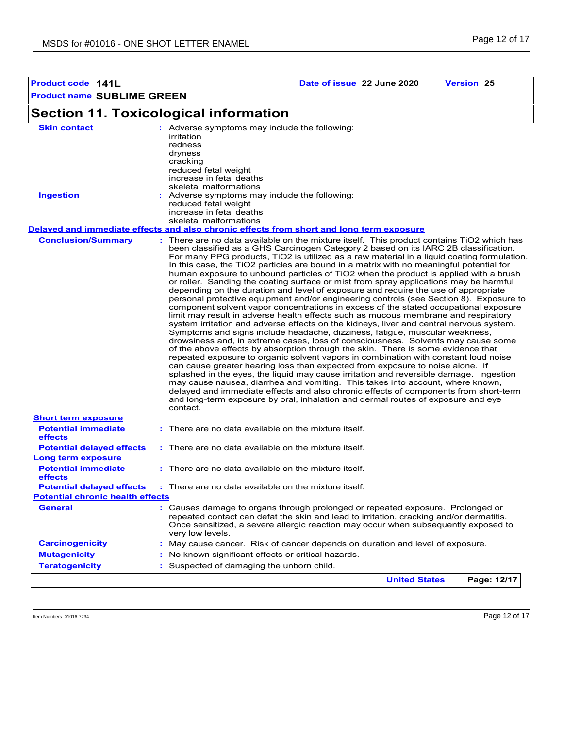**Product code** 141L **Date of issue** 22 June 2020 **Version** 25

**Product name** SUBLIME GREEN

## Section 11. Toxicological information

**Skin contact** : Adverse symptoms may include the following:
irritation
redness
dryness
cracking
reduced fetal weight
increase in fetal deaths
skeletal malformations

**Ingestion** : Adverse symptoms may include the following:
reduced fetal weight
increase in fetal deaths
skeletal malformations

**Delayed and immediate effects and also chronic effects from short and long term exposure**

**Conclusion/Summary** : There are no data available on the mixture itself. This product contains TiO2 which has been classified as a GHS Carcinogen Category 2 based on its IARC 2B classification. For many PPG products, TiO2 is utilized as a raw material in a liquid coating formulation. In this case, the TiO2 particles are bound in a matrix with no meaningful potential for human exposure to unbound particles of TiO2 when the product is applied with a brush or roller. Sanding the coating surface or mist from spray applications may be harmful depending on the duration and level of exposure and require the use of appropriate personal protective equipment and/or engineering controls (see Section 8). Exposure to component solvent vapor concentrations in excess of the stated occupational exposure limit may result in adverse health effects such as mucous membrane and respiratory system irritation and adverse effects on the kidneys, liver and central nervous system. Symptoms and signs include headache, dizziness, fatigue, muscular weakness, drowsiness and, in extreme cases, loss of consciousness. Solvents may cause some of the above effects by absorption through the skin. There is some evidence that repeated exposure to organic solvent vapors in combination with constant loud noise can cause greater hearing loss than expected from exposure to noise alone. If splashed in the eyes, the liquid may cause irritation and reversible damage. Ingestion may cause nausea, diarrhea and vomiting. This takes into account, where known, delayed and immediate effects and also chronic effects of components from short-term and long-term exposure by oral, inhalation and dermal routes of exposure and eye contact.

**Short term exposure**

**Potential immediate effects** : There are no data available on the mixture itself.

**Potential delayed effects** : There are no data available on the mixture itself.

**Long term exposure**

**Potential immediate effects** : There are no data available on the mixture itself.

**Potential delayed effects** : There are no data available on the mixture itself.

**Potential chronic health effects**

**General** : Causes damage to organs through prolonged or repeated exposure. Prolonged or repeated contact can defat the skin and lead to irritation, cracking and/or dermatitis. Once sensitized, a severe allergic reaction may occur when subsequently exposed to very low levels.

**Carcinogenicity** : May cause cancer. Risk of cancer depends on duration and level of exposure.

**Mutagenicity** : No known significant effects or critical hazards.

**Teratogenicity** : Suspected of damaging the unborn child.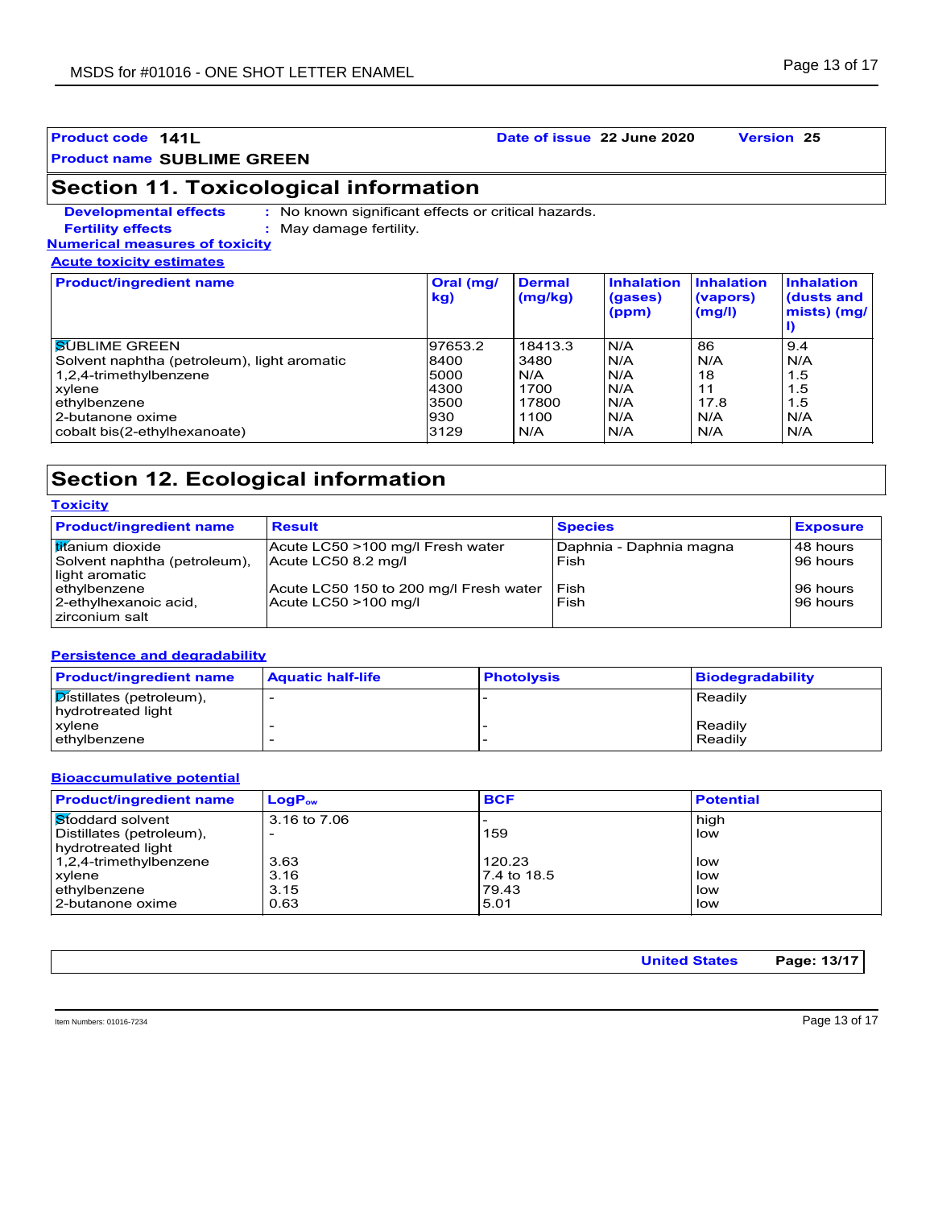| **Product code** 141L | **Date of issue** 22 June 2020 | **Version** 25 |
| --- | --- | --- |
| **Product name** SUBLIME GREEN | | |

## Section 11. Toxicological information

**Developmental effects** : No known significant effects or critical hazards.

**Fertility effects** : May damage fertility.

**Numerical measures of toxicity**

**Acute toxicity estimates**

| Product/ingredient name | Oral (mg/kg) | Dermal (mg/kg) | Inhalation (gases) (ppm) | Inhalation (vapors) (mg/l) | Inhalation (dusts and mists) (mg/l) |
| --- | --- | --- | --- | --- | --- |
| SUBLIME GREEN | 97653.2 | 18413.3 | N/A | 86 | 9.4 |
| Solvent naphtha (petroleum), light aromatic | 8400 | 3480 | N/A | N/A | N/A |
| 1,2,4-trimethylbenzene | 5000 | N/A | N/A | 18 | 1.5 |
| xylene | 4300 | 1700 | N/A | 11 | 1.5 |
| ethylbenzene | 3500 | 17800 | N/A | 17.8 | 1.5 |
| 2-butanone oxime | 930 | 1100 | N/A | N/A | N/A |
| cobalt bis(2-ethylhexanoate) | 3129 | N/A | N/A | N/A | N/A |

## Section 12. Ecological information

**Toxicity**

| Product/ingredient name | Result | Species | Exposure |
| --- | --- | --- | --- |
| titanium dioxide | Acute LC50 >100 mg/l Fresh water | Daphnia - Daphnia magna | 48 hours |
| Solvent naphtha (petroleum), light aromatic | Acute LC50 8.2 mg/l | Fish | 96 hours |
| ethylbenzene | Acute LC50 150 to 200 mg/l Fresh water | Fish | 96 hours |
| 2-ethylhexanoic acid, zirconium salt | Acute LC50 >100 mg/l | Fish | 96 hours |

**Persistence and degradability**

| Product/ingredient name | Aquatic half-life | Photolysis | Biodegradability |
| --- | --- | --- | --- |
| Distillates (petroleum), hydrotreated light | - | - | Readily |
| xylene | - | - | Readily |
| ethylbenzene | - | - | Readily |

**Bioaccumulative potential**

| Product/ingredient name | $LogP_{ow}$ | BCF | Potential |
| --- | --- | --- | --- |
| Stoddard solvent | 3.16 to 7.06 | - | high |
| Distillates (petroleum), hydrotreated light | - | 159 | low |
| 1,2,4-trimethylbenzene | 3.63 | 120.23 | low |
| xylene | 3.16 | 7.4 to 18.5 | low |
| ethylbenzene | 3.15 | 79.43 | low |
| 2-butanone oxime | 0.63 | 5.01 | low |

Item Numbers: 01016-7234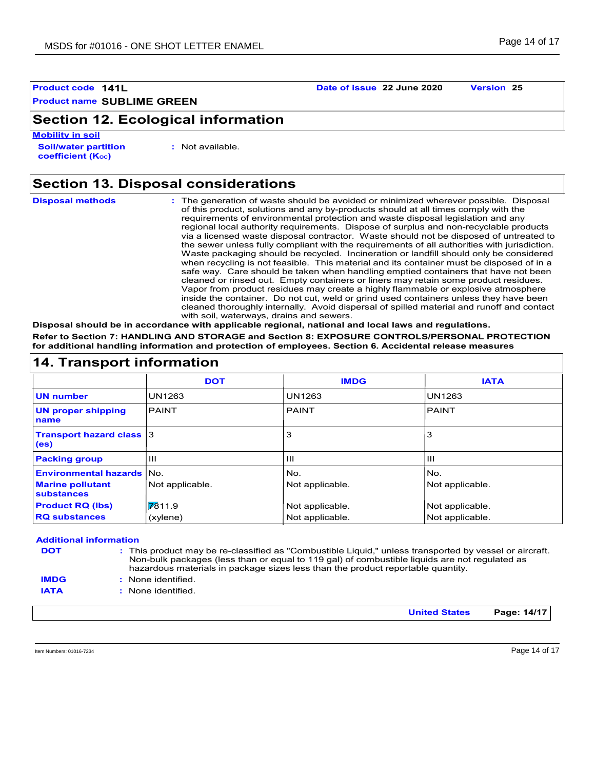**Product code** **141L** **Date of issue** **22 June 2020** **Version** **25**

**Product name** **SUBLIME GREEN**

## Section 12. Ecological information

**Mobility in soil**

**Soil/water partition coefficient ($K_{OC}$)** : Not available.

## Section 13. Disposal considerations

**Disposal methods** : The generation of waste should be avoided or minimized wherever possible. Disposal of this product, solutions and any by-products should at all times comply with the requirements of environmental protection and waste disposal legislation and any regional local authority requirements. Dispose of surplus and non-recyclable products via a licensed waste disposal contractor. Waste should not be disposed of untreated to the sewer unless fully compliant with the requirements of all authorities with jurisdiction. Waste packaging should be recycled. Incineration or landfill should only be considered when recycling is not feasible. This material and its container must be disposed of in a safe way. Care should be taken when handling emptied containers that have not been cleaned or rinsed out. Empty containers or liners may retain some product residues. Vapor from product residues may create a highly flammable or explosive atmosphere inside the container. Do not cut, weld or grind used containers unless they have been cleaned thoroughly internally. Avoid dispersal of spilled material and runoff and contact with soil, waterways, drains and sewers.

**Disposal should be in accordance with applicable regional, national and local laws and regulations.**

**Refer to Section 7: HANDLING AND STORAGE and Section 8: EXPOSURE CONTROLS/PERSONAL PROTECTION for additional handling information and protection of employees. Section 6. Accidental release measures**

## 14. Transport information

| | DOT | IMDG | IATA |
|---|---|---|---|
| **UN number** | UN1263 | UN1263 | UN1263 |
| **UN proper shipping name** | PAINT | PAINT | PAINT |
| **Transport hazard class (es)** | 3 | 3 | 3 |
| **Packing group** | III | III | III |
| **Environmental hazards** | No. | No. | No. |
| **Marine pollutant substances** | Not applicable. | Not applicable. | Not applicable. |
| **Product RQ (lbs)** | 7811.9 | Not applicable. | Not applicable. |
| **RQ substances** | (xylene) | Not applicable. | Not applicable. |

**Additional information**

**DOT** : This product may be re-classified as "Combustible Liquid," unless transported by vessel or aircraft. Non-bulk packages (less than or equal to 119 gal) of combustible liquids are not regulated as hazardous materials in package sizes less than the product reportable quantity.

**IMDG** : None identified.

**IATA** : None identified.

Item Numbers: 01016-7234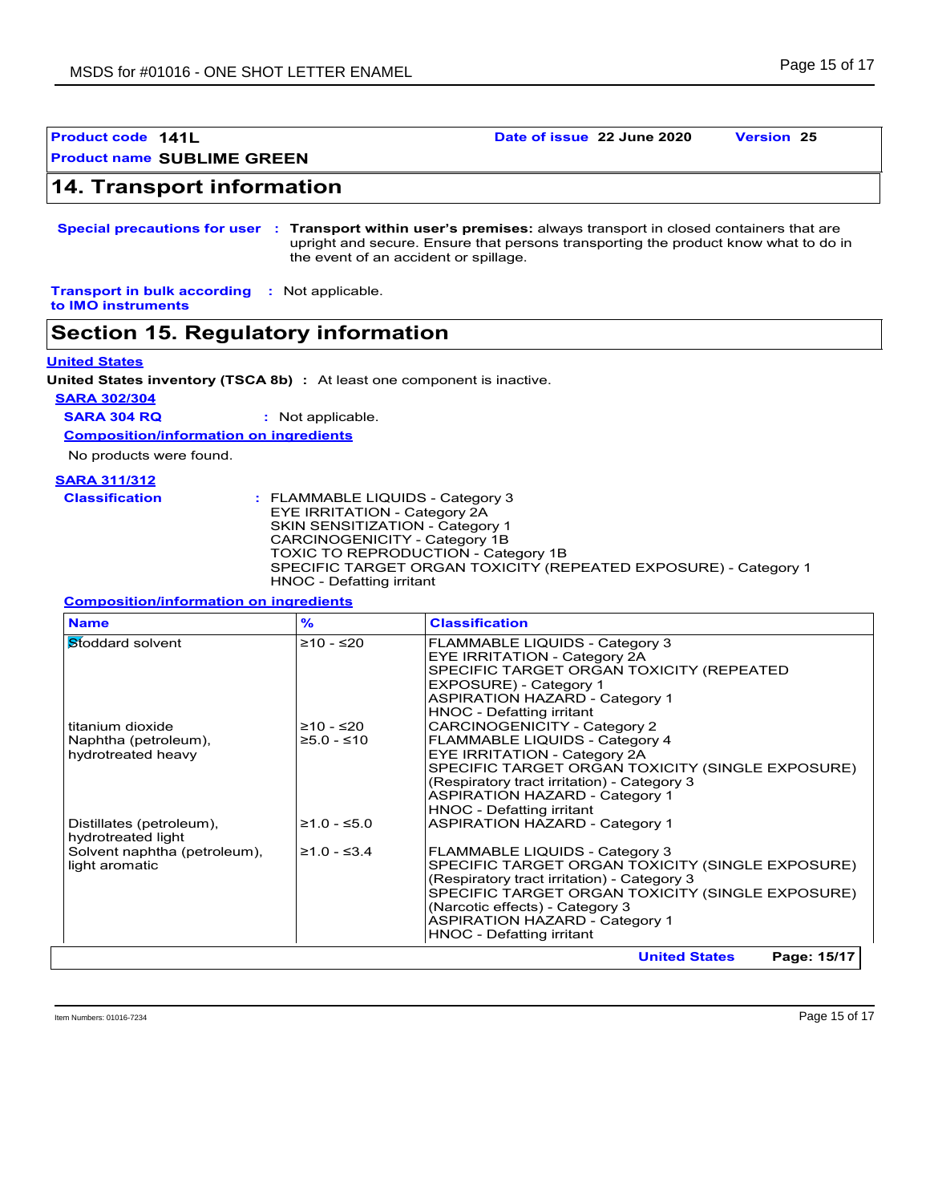**Product code** 141L **Date of issue** 22 June 2020 **Version** 25

**Product name** SUBLIME GREEN

## 14. Transport information

**Special precautions for user** : **Transport within user's premises:** always transport in closed containers that are upright and secure. Ensure that persons transporting the product know what to do in the event of an accident or spillage.

**Transport in bulk according to IMO instruments** : Not applicable.

## Section 15. Regulatory information

**United States**

**United States inventory (TSCA 8b)** : At least one component is inactive.

**SARA 302/304**

**SARA 304 RQ** : Not applicable.

**Composition/information on ingredients**

No products were found.

**SARA 311/312**

**Classification** : FLAMMABLE LIQUIDS - Category 3
EYE IRRITATION - Category 2A
SKIN SENSITIZATION - Category 1
CARCINOGENICITY - Category 1B
TOXIC TO REPRODUCTION - Category 1B
SPECIFIC TARGET ORGAN TOXICITY (REPEATED EXPOSURE) - Category 1
HNOC - Defatting irritant

**Composition/information on ingredients**

| Name | % | Classification |
|---|---|---|
| Stoddard solvent | ≥10 - ≤20 | FLAMMABLE LIQUIDS - Category 3<br>EYE IRRITATION - Category 2A<br>SPECIFIC TARGET ORGAN TOXICITY (REPEATED EXPOSURE) - Category 1<br>ASPIRATION HAZARD - Category 1<br>HNOC - Defatting irritant |
| titanium dioxide | ≥10 - ≤20 | CARCINOGENICITY - Category 2 |
| Naphtha (petroleum), hydrotreated heavy | ≥5.0 - ≤10 | FLAMMABLE LIQUIDS - Category 4<br>EYE IRRITATION - Category 2A<br>SPECIFIC TARGET ORGAN TOXICITY (SINGLE EXPOSURE) (Respiratory tract irritation) - Category 3<br>ASPIRATION HAZARD - Category 1<br>HNOC - Defatting irritant |
| Distillates (petroleum), hydrotreated light | ≥1.0 - ≤5.0 | ASPIRATION HAZARD - Category 1 |
| Solvent naphtha (petroleum), light aromatic | ≥1.0 - ≤3.4 | FLAMMABLE LIQUIDS - Category 3<br>SPECIFIC TARGET ORGAN TOXICITY (SINGLE EXPOSURE) (Respiratory tract irritation) - Category 3<br>SPECIFIC TARGET ORGAN TOXICITY (SINGLE EXPOSURE) (Narcotic effects) - Category 3<br>ASPIRATION HAZARD - Category 1<br>HNOC - Defatting irritant |

Item Numbers: 01016-7234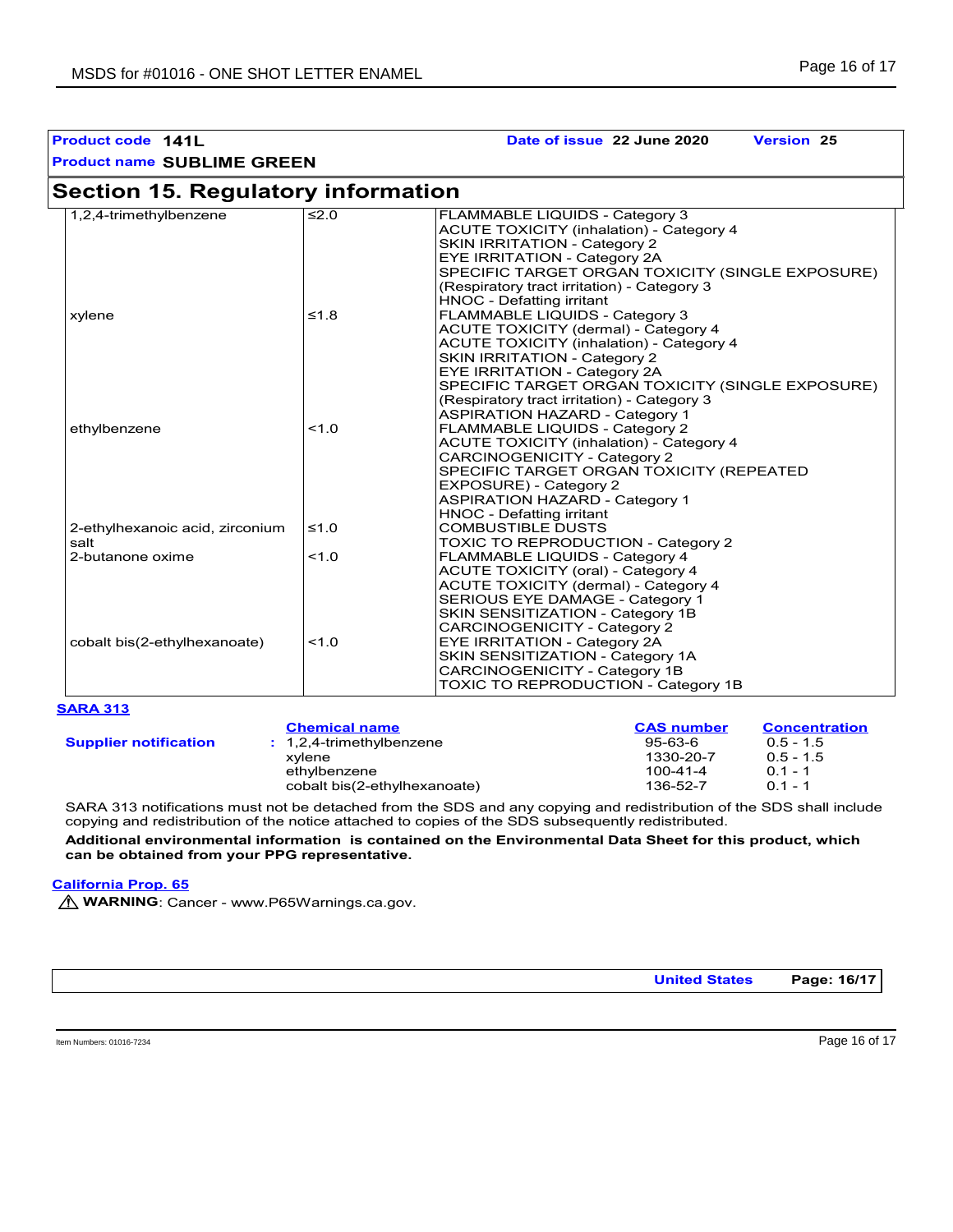**Product code** 141L **Date of issue** 22 June 2020 **Version** 25

**Product name** SUBLIME GREEN

## Section 15. Regulatory information

| | | |
|---|---|---|
| 1,2,4-trimethylbenzene | ≤2.0 | FLAMMABLE LIQUIDS - Category 3<br>ACUTE TOXICITY (inhalation) - Category 4<br>SKIN IRRITATION - Category 2<br>EYE IRRITATION - Category 2A<br>SPECIFIC TARGET ORGAN TOXICITY (SINGLE EXPOSURE) (Respiratory tract irritation) - Category 3<br>HNOC - Defatting irritant |
| xylene | ≤1.8 | FLAMMABLE LIQUIDS - Category 3<br>ACUTE TOXICITY (dermal) - Category 4<br>ACUTE TOXICITY (inhalation) - Category 4<br>SKIN IRRITATION - Category 2<br>EYE IRRITATION - Category 2A<br>SPECIFIC TARGET ORGAN TOXICITY (SINGLE EXPOSURE) (Respiratory tract irritation) - Category 3<br>ASPIRATION HAZARD - Category 1 |
| ethylbenzene | <1.0 | FLAMMABLE LIQUIDS - Category 2<br>ACUTE TOXICITY (inhalation) - Category 4<br>CARCINOGENICITY - Category 2<br>SPECIFIC TARGET ORGAN TOXICITY (REPEATED EXPOSURE) - Category 2<br>ASPIRATION HAZARD - Category 1<br>HNOC - Defatting irritant |
| 2-ethylhexanoic acid, zirconium salt | ≤1.0 | COMBUSTIBLE DUSTS<br>TOXIC TO REPRODUCTION - Category 2 |
| 2-butanone oxime | <1.0 | FLAMMABLE LIQUIDS - Category 4<br>ACUTE TOXICITY (oral) - Category 4<br>ACUTE TOXICITY (dermal) - Category 4<br>SERIOUS EYE DAMAGE - Category 1<br>SKIN SENSITIZATION - Category 1B<br>CARCINOGENICITY - Category 2 |
| cobalt bis(2-ethylhexanoate) | <1.0 | EYE IRRITATION - Category 2A<br>SKIN SENSITIZATION - Category 1A<br>CARCINOGENICITY - Category 1B<br>TOXIC TO REPRODUCTION - Category 1B |

### SARA 313

| | Chemical name | CAS number | Concentration |
|---|---|---|---|
| **Supplier notification** : | 1,2,4-trimethylbenzene | 95-63-6 | 0.5 - 1.5 |
| | xylene | 1330-20-7 | 0.5 - 1.5 |
| | ethylbenzene | 100-41-4 | 0.1 - 1 |
| | cobalt bis(2-ethylhexanoate) | 136-52-7 | 0.1 - 1 |

SARA 313 notifications must not be detached from the SDS and any copying and redistribution of the SDS shall include copying and redistribution of the notice attached to copies of the SDS subsequently redistributed.

**Additional environmental information is contained on the Environmental Data Sheet for this product, which can be obtained from your PPG representative.**

### California Prop. 65

⚠ **WARNING**: Cancer - www.P65Warnings.ca.gov.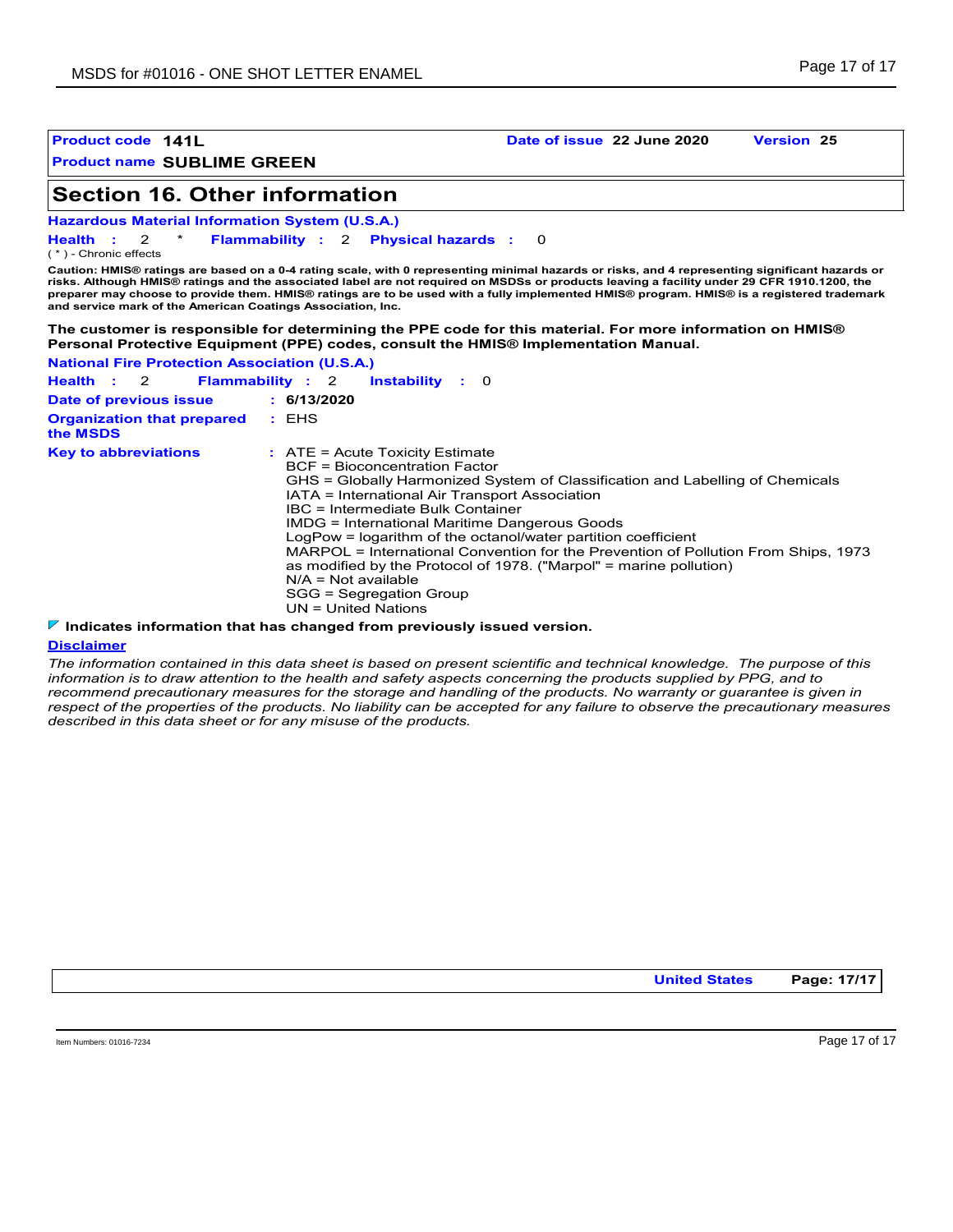**Product code** **141L** **Date of issue** **22 June 2020** **Version** **25**

**Product name** **SUBLIME GREEN**

## Section 16. Other information

**Hazardous Material Information System (U.S.A.)**

**Health** : 2 * **Flammability** : 2 **Physical hazards** : 0

( * ) - Chronic effects

**Caution: HMIS® ratings are based on a 0-4 rating scale, with 0 representing minimal hazards or risks, and 4 representing significant hazards or risks. Although HMIS® ratings and the associated label are not required on MSDSs or products leaving a facility under 29 CFR 1910.1200, the preparer may choose to provide them. HMIS® ratings are to be used with a fully implemented HMIS® program. HMIS® is a registered trademark and service mark of the American Coatings Association, Inc.**

**The customer is responsible for determining the PPE code for this material. For more information on HMIS® Personal Protective Equipment (PPE) codes, consult the HMIS® Implementation Manual.**

**National Fire Protection Association (U.S.A.)**

**Health** : 2 **Flammability** : 2 **Instability** : 0

**Date of previous issue** : **6/13/2020**

**Organization that prepared the MSDS** : EHS

**Key to abbreviations** : ATE = Acute Toxicity Estimate
BCF = Bioconcentration Factor
GHS = Globally Harmonized System of Classification and Labelling of Chemicals
IATA = International Air Transport Association
IBC = Intermediate Bulk Container
IMDG = International Maritime Dangerous Goods
LogPow = logarithm of the octanol/water partition coefficient
MARPOL = International Convention for the Prevention of Pollution From Ships, 1973 as modified by the Protocol of 1978. ("Marpol" = marine pollution)
N/A = Not available
SGG = Segregation Group
UN = United Nations

**Indicates information that has changed from previously issued version.**

**Disclaimer**

*The information contained in this data sheet is based on present scientific and technical knowledge. The purpose of this information is to draw attention to the health and safety aspects concerning the products supplied by PPG, and to recommend precautionary measures for the storage and handling of the products. No warranty or guarantee is given in respect of the properties of the products. No liability can be accepted for any failure to observe the precautionary measures described in this data sheet or for any misuse of the products.*

**United States**

Item Numbers: 01016-7234